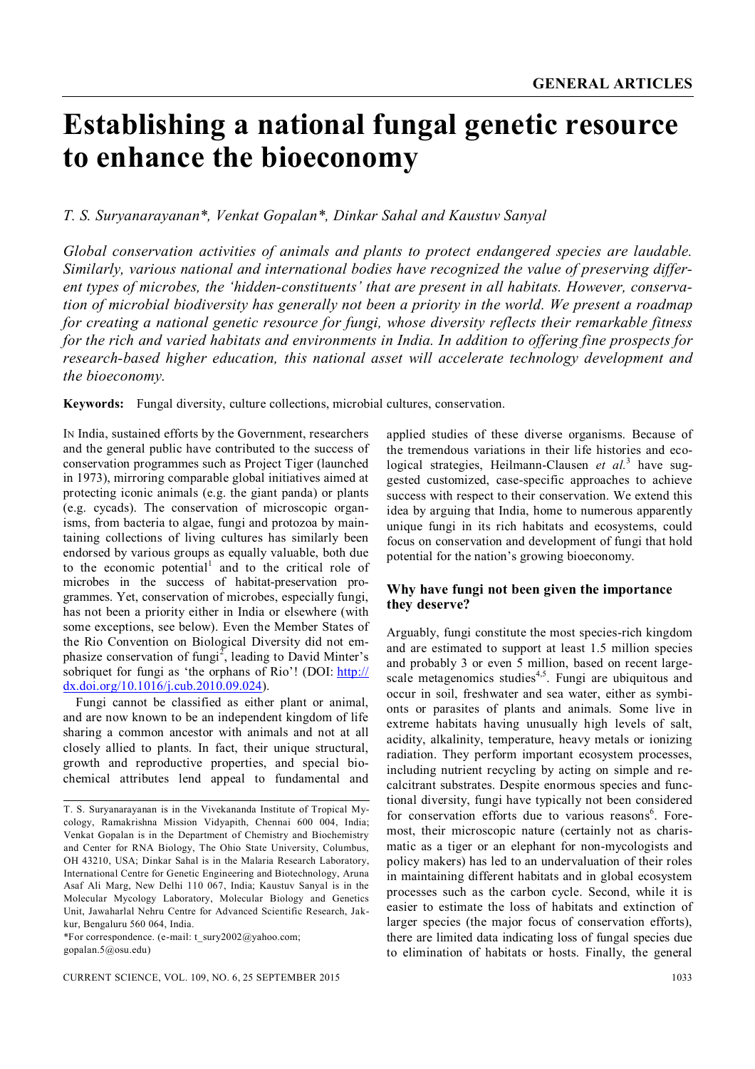# Establishing a national fungal genetic resource to enhance the bioeconomy

*T. S. Suryanarayanan\*, Venkat Gopalan\*, Dinkar Sahal and Kaustuv Sanyal*

*Global conservation activities of animals and plants to protect endangered species are laudable. Similarly, various national and international bodies have recognized the value of preserving different types of microbes, the 'hidden-constituents' that are present in all habitats. However, conservation of microbial biodiversity has generally not been a priority in the world. We present a roadmap for creating a national genetic resource for fungi, whose diversity reflects their remarkable fitness for the rich and varied habitats and environments in India. In addition to offering fine prospects for research-based higher education, this national asset will accelerate technology development and the bioeconomy.*

**Keywords:** Fungal diversity, culture collections, microbial cultures, conservation.

IN India, sustained efforts by the Government, researchers and the general public have contributed to the success of conservation programmes such as Project Tiger (launched in 1973), mirroring comparable global initiatives aimed at protecting iconic animals (e.g. the giant panda) or plants (e.g. cycads). The conservation of microscopic organisms, from bacteria to algae, fungi and protozoa by maintaining collections of living cultures has similarly been endorsed by various groups as equally valuable, both due to the economic potential[1] and to the critical role of microbes in the success of habitat-preservation programmes. Yet, conservation of microbes, especially fungi, has not been a priority either in India or elsewhere (with some exceptions, see below). Even the Member States of the Rio Convention on Biological Diversity did not emphasize conservation of fungi[2], leading to David Minter's sobriquet for fungi as 'the orphans of Rio'! (DOI: http://dx.doi.org/10.1016/j.cub.2010.09.024).

Fungi cannot be classified as either plant or animal, and are now known to be an independent kingdom of life sharing a common ancestor with animals and not at all closely allied to plants. In fact, their unique structural, growth and reproductive properties, and special biochemical attributes lend appeal to fundamental and applied studies of these diverse organisms. Because of the tremendous variations in their life histories and ecological strategies, Heilmann-Clausen *et al.*[3] have suggested customized, case-specific approaches to achieve success with respect to their conservation. We extend this idea by arguing that India, home to numerous apparently unique fungi in its rich habitats and ecosystems, could focus on conservation and development of fungi that hold potential for the nation's growing bioeconomy.

## Why have fungi not been given the importance they deserve?

Arguably, fungi constitute the most species-rich kingdom and are estimated to support at least 1.5 million species and probably 3 or even 5 million, based on recent large-scale metagenomics studies[4,5]. Fungi are ubiquitous and occur in soil, freshwater and sea water, either as symbionts or parasites of plants and animals. Some live in extreme habitats having unusually high levels of salt, acidity, alkalinity, temperature, heavy metals or ionizing radiation. They perform important ecosystem processes, including nutrient recycling by acting on simple and recalcitrant substrates. Despite enormous species and functional diversity, fungi have typically not been considered for conservation efforts due to various reasons[6]. Foremost, their microscopic nature (certainly not as charismatic as a tiger or an elephant for non-mycologists and policy makers) has led to an undervaluation of their roles in maintaining different habitats and in global ecosystem processes such as the carbon cycle. Second, while it is easier to estimate the loss of habitats and extinction of larger species (the major focus of conservation efforts), there are limited data indicating loss of fungal species due to elimination of habitats or hosts. Finally, the general

T. S. Suryanarayanan is in the Vivekananda Institute of Tropical Mycology, Ramakrishna Mission Vidyapith, Chennai 600 004, India; Venkat Gopalan is in the Department of Chemistry and Biochemistry and Center for RNA Biology, The Ohio State University, Columbus, OH 43210, USA; Dinkar Sahal is in the Malaria Research Laboratory, International Centre for Genetic Engineering and Biotechnology, Aruna Asaf Ali Marg, New Delhi 110 067, India; Kaustuv Sanyal is in the Molecular Mycology Laboratory, Molecular Biology and Genetics Unit, Jawaharlal Nehru Centre for Advanced Scientific Research, Jakkur, Bengaluru 560 064, India.

\*For correspondence. (e-mail: t_sury2002@yahoo.com; gopalan.5@osu.edu)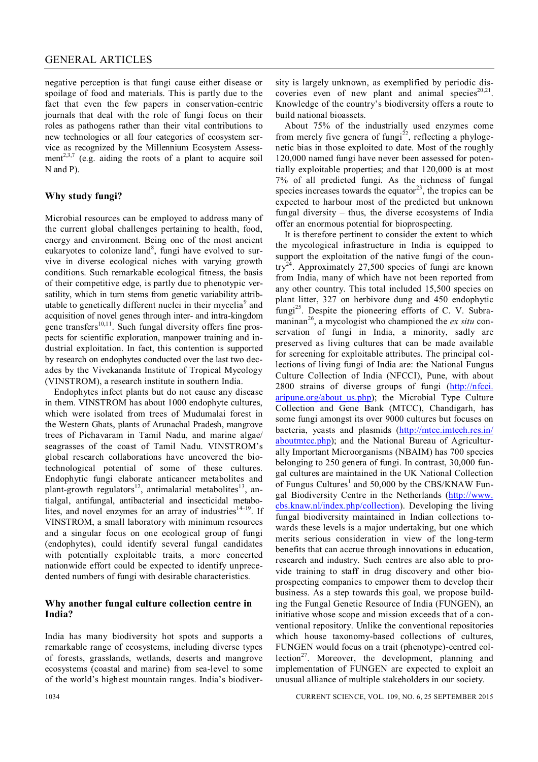negative perception is that fungi cause either disease or spoilage of food and materials. This is partly due to the fact that even the few papers in conservation-centric journals that deal with the role of fungi focus on their roles as pathogens rather than their vital contributions to new technologies or all four categories of ecosystem service as recognized by the Millennium Ecosystem Assessment[2,3,7] (e.g. aiding the roots of a plant to acquire soil N and P).

## Why study fungi?

Microbial resources can be employed to address many of the current global challenges pertaining to health, food, energy and environment. Being one of the most ancient eukaryotes to colonize land[8], fungi have evolved to survive in diverse ecological niches with varying growth conditions. Such remarkable ecological fitness, the basis of their competitive edge, is partly due to phenotypic versatility, which in turn stems from genetic variability attributable to genetically different nuclei in their mycelia[9] and acquisition of novel genes through inter- and intra-kingdom gene transfers[10,11]. Such fungal diversity offers fine prospects for scientific exploration, manpower training and industrial exploitation. In fact, this contention is supported by research on endophytes conducted over the last two decades by the Vivekananda Institute of Tropical Mycology (VINSTROM), a research institute in southern India.

Endophytes infect plants but do not cause any disease in them. VINSTROM has about 1000 endophyte cultures, which were isolated from trees of Mudumalai forest in the Western Ghats, plants of Arunachal Pradesh, mangrove trees of Pichavaram in Tamil Nadu, and marine algae/seagrasses of the coast of Tamil Nadu. VINSTROM's global research collaborations have uncovered the biotechnological potential of some of these cultures. Endophytic fungi elaborate anticancer metabolites and plant-growth regulators[12], antimalarial metabolites[13], antialgal, antifungal, antibacterial and insecticidal metabolites, and novel enzymes for an array of industries[14–19]. If VINSTROM, a small laboratory with minimum resources and a singular focus on one ecological group of fungi (endophytes), could identify several fungal candidates with potentially exploitable traits, a more concerted nationwide effort could be expected to identify unprecedented numbers of fungi with desirable characteristics.

## Why another fungal culture collection centre in India?

India has many biodiversity hot spots and supports a remarkable range of ecosystems, including diverse types of forests, grasslands, wetlands, deserts and mangrove ecosystems (coastal and marine) from sea-level to some of the world's highest mountain ranges. India's biodiversity is largely unknown, as exemplified by periodic discoveries even of new plant and animal species[20,21]. Knowledge of the country's biodiversity offers a route to build national bioassets.

About 75% of the industrially used enzymes come from merely five genera of fungi[22], reflecting a phylogenetic bias in those exploited to date. Most of the roughly 120,000 named fungi have never been assessed for potentially exploitable properties; and that 120,000 is at most 7% of all predicted fungi. As the richness of fungal species increases towards the equator[23], the tropics can be expected to harbour most of the predicted but unknown fungal diversity – thus, the diverse ecosystems of India offer an enormous potential for bioprospecting.

It is therefore pertinent to consider the extent to which the mycological infrastructure in India is equipped to support the exploitation of the native fungi of the country[24]. Approximately 27,500 species of fungi are known from India, many of which have not been reported from any other country. This total included 15,500 species on plant litter, 327 on herbivore dung and 450 endophytic fungi[25]. Despite the pioneering efforts of C. V. Subramaninan[26], a mycologist who championed the *ex situ* conservation of fungi in India, a minority, sadly are preserved as living cultures that can be made available for screening for exploitable attributes. The principal collections of living fungi of India are: the National Fungus Culture Collection of India (NFCCI), Pune, with about 2800 strains of diverse groups of fungi (http://nfcci.aripune.org/about_us.php); the Microbial Type Culture Collection and Gene Bank (MTCC), Chandigarh, has some fungi amongst its over 9000 cultures but focuses on bacteria, yeasts and plasmids (http://mtcc.imtech.res.in/aboutmtcc.php); and the National Bureau of Agriculturally Important Microorganisms (NBAIM) has 700 species belonging to 250 genera of fungi. In contrast, 30,000 fungal cultures are maintained in the UK National Collection of Fungus Cultures[1] and 50,000 by the CBS/KNAW Fungal Biodiversity Centre in the Netherlands (http://www.cbs.knaw.nl/index.php/collection). Developing the living fungal biodiversity maintained in Indian collections towards these levels is a major undertaking, but one which merits serious consideration in view of the long-term benefits that can accrue through innovations in education, research and industry. Such centres are also able to provide training to staff in drug discovery and other bioprospecting companies to empower them to develop their business. As a step towards this goal, we propose building the Fungal Genetic Resource of India (FUNGEN), an initiative whose scope and mission exceeds that of a conventional repository. Unlike the conventional repositories which house taxonomy-based collections of cultures, FUNGEN would focus on a trait (phenotype)-centred collection[27]. Moreover, the development, planning and implementation of FUNGEN are expected to exploit an unusual alliance of multiple stakeholders in our society.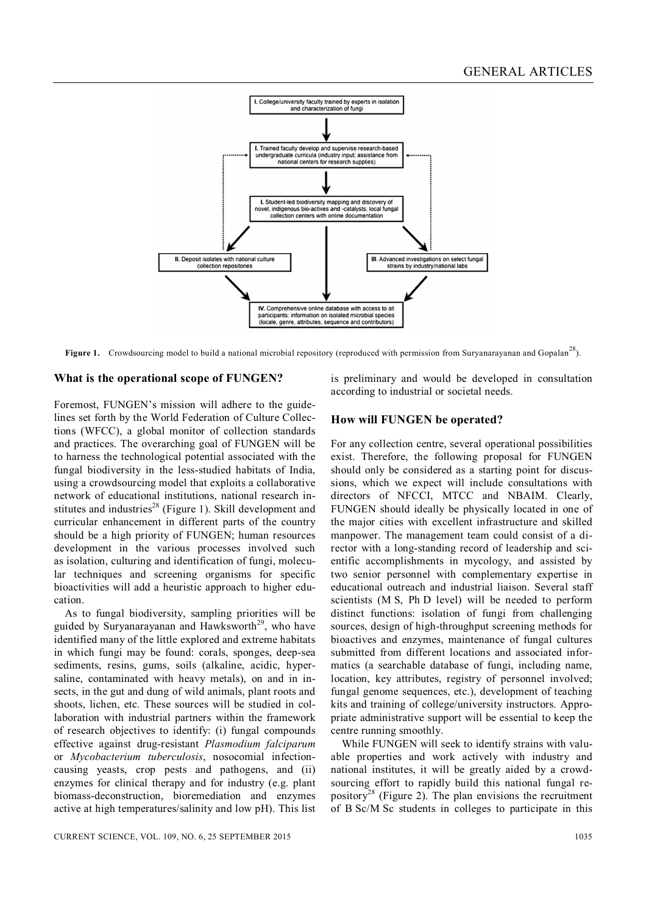I. College/university faculty trained by experts in isolation and characterization of fungi

I. Trained faculty develop and supervise research-based undergraduate curricula (industry input; assistance from national centers for research supplies)

I. Student-led biodiversity mapping and discovery of novel, indigenous bio-actives and -catalysts; local fungal collection centers with online documentation

II. Deposit isolates with national culture collection repositories

III. Advanced investigations on select fungal strains by industry/national labs

IV. Comprehensive online database with access to all participants; information on isolated microbial species (locale, genre, attributes, sequence and contributors)

**Figure 1.** Crowdsourcing model to build a national microbial repository (reproduced with permission from Suryanarayanan and Gopalan[28]).

## What is the operational scope of FUNGEN?

Foremost, FUNGEN's mission will adhere to the guidelines set forth by the World Federation of Culture Collections (WFCC), a global monitor of collection standards and practices. The overarching goal of FUNGEN will be to harness the technological potential associated with the fungal biodiversity in the less-studied habitats of India, using a crowdsourcing model that exploits a collaborative network of educational institutions, national research institutes and industries[28] (Figure 1). Skill development and curricular enhancement in different parts of the country should be a high priority of FUNGEN; human resources development in the various processes involved such as isolation, culturing and identification of fungi, molecular techniques and screening organisms for specific bioactivities will add a heuristic approach to higher education.

As to fungal biodiversity, sampling priorities will be guided by Suryanarayanan and Hawksworth[29], who have identified many of the little explored and extreme habitats in which fungi may be found: corals, sponges, deep-sea sediments, resins, gums, soils (alkaline, acidic, hypersaline, contaminated with heavy metals), on and in insects, in the gut and dung of wild animals, plant roots and shoots, lichen, etc. These sources will be studied in collaboration with industrial partners within the framework of research objectives to identify: (i) fungal compounds effective against drug-resistant *Plasmodium falciparum* or *Mycobacterium tuberculosis*, nosocomial infection-causing yeasts, crop pests and pathogens, and (ii) enzymes for clinical therapy and for industry (e.g. plant biomass-deconstruction, bioremediation and enzymes active at high temperatures/salinity and low pH). This list is preliminary and would be developed in consultation according to industrial or societal needs.

## How will FUNGEN be operated?

For any collection centre, several operational possibilities exist. Therefore, the following proposal for FUNGEN should only be considered as a starting point for discussions, which we expect will include consultations with directors of NFCCI, MTCC and NBAIM. Clearly, FUNGEN should ideally be physically located in one of the major cities with excellent infrastructure and skilled manpower. The management team could consist of a director with a long-standing record of leadership and scientific accomplishments in mycology, and assisted by two senior personnel with complementary expertise in educational outreach and industrial liaison. Several staff scientists (M S, Ph D level) will be needed to perform distinct functions: isolation of fungi from challenging sources, design of high-throughput screening methods for bioactives and enzymes, maintenance of fungal cultures submitted from different locations and associated informatics (a searchable database of fungi, including name, location, key attributes, registry of personnel involved; fungal genome sequences, etc.), development of teaching kits and training of college/university instructors. Appropriate administrative support will be essential to keep the centre running smoothly.

While FUNGEN will seek to identify strains with valuable properties and work actively with industry and national institutes, it will be greatly aided by a crowdsourcing effort to rapidly build this national fungal repository[28] (Figure 2). The plan envisions the recruitment of B Sc/M Sc students in colleges to participate in this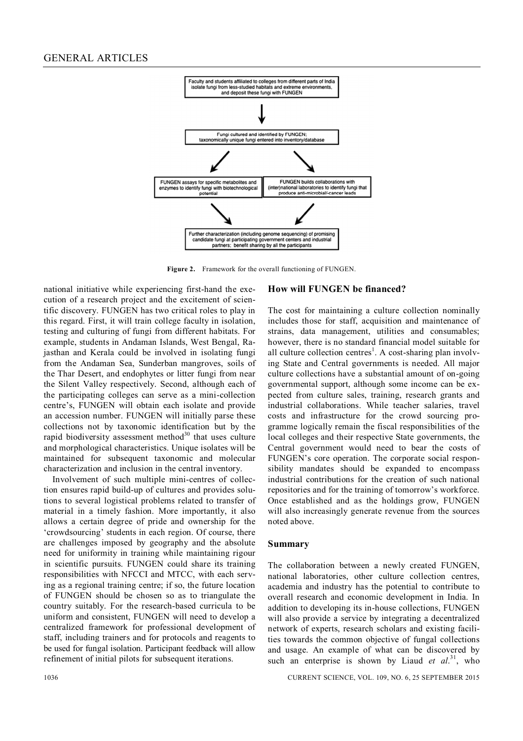Faculty and students affiliated to colleges from different parts of India isolate fungi from less-studied habitats and extreme environments, and deposit these fungi with FUNGEN

↓

Fungi cultured and identified by FUNGEN; taxonomically unique fungi entered into inventory/database

↙ ↘

FUNGEN assays for specific metabolites and enzymes to identify fungi with biotechnological potential

FUNGEN builds collaborations with (inter)national laboratories to identify fungi that produce anti-microbial/-cancer leads

↘ ↙

Further characterization (including genome sequencing) of promising candidate fungi at participating government centers and industrial partners; benefit sharing by all the participants

**Figure 2.** Framework for the overall functioning of FUNGEN.

national initiative while experiencing first-hand the execution of a research project and the excitement of scientific discovery. FUNGEN has two critical roles to play in this regard. First, it will train college faculty in isolation, testing and culturing of fungi from different habitats. For example, students in Andaman Islands, West Bengal, Rajasthan and Kerala could be involved in isolating fungi from the Andaman Sea, Sunderban mangroves, soils of the Thar Desert, and endophytes or litter fungi from near the Silent Valley respectively. Second, although each of the participating colleges can serve as a mini-collection centre's, FUNGEN will obtain each isolate and provide an accession number. FUNGEN will initially parse these collections not by taxonomic identification but by the rapid biodiversity assessment method[30] that uses culture and morphological characteristics. Unique isolates will be maintained for subsequent taxonomic and molecular characterization and inclusion in the central inventory.

Involvement of such multiple mini-centres of collection ensures rapid build-up of cultures and provides solutions to several logistical problems related to transfer of material in a timely fashion. More importantly, it also allows a certain degree of pride and ownership for the 'crowdsourcing' students in each region. Of course, there are challenges imposed by geography and the absolute need for uniformity in training while maintaining rigour in scientific pursuits. FUNGEN could share its training responsibilities with NFCCI and MTCC, with each serving as a regional training centre; if so, the future location of FUNGEN should be chosen so as to triangulate the country suitably. For the research-based curricula to be uniform and consistent, FUNGEN will need to develop a centralized framework for professional development of staff, including trainers and for protocols and reagents to be used for fungal isolation. Participant feedback will allow refinement of initial pilots for subsequent iterations.

## How will FUNGEN be financed?

The cost for maintaining a culture collection nominally includes those for staff, acquisition and maintenance of strains, data management, utilities and consumables; however, there is no standard financial model suitable for all culture collection centres[1]. A cost-sharing plan involving State and Central governments is needed. All major culture collections have a substantial amount of on-going governmental support, although some income can be expected from culture sales, training, research grants and industrial collaborations. While teacher salaries, travel costs and infrastructure for the crowd sourcing programme logically remain the fiscal responsibilities of the local colleges and their respective State governments, the Central government would need to bear the costs of FUNGEN's core operation. The corporate social responsibility mandates should be expanded to encompass industrial contributions for the creation of such national repositories and for the training of tomorrow's workforce. Once established and as the holdings grow, FUNGEN will also increasingly generate revenue from the sources noted above.

## Summary

The collaboration between a newly created FUNGEN, national laboratories, other culture collection centres, academia and industry has the potential to contribute to overall research and economic development in India. In addition to developing its in-house collections, FUNGEN will also provide a service by integrating a decentralized network of experts, research scholars and existing facilities towards the common objective of fungal collections and usage. An example of what can be discovered by such an enterprise is shown by Liaud *et al.*[31], who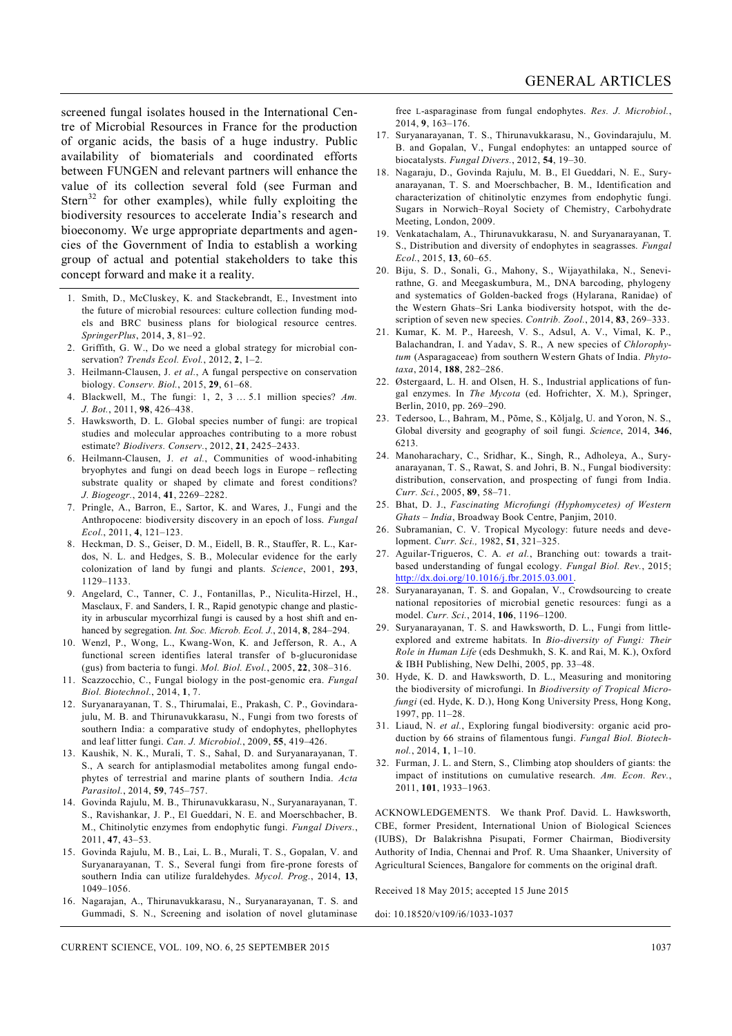screened fungal isolates housed in the International Centre of Microbial Resources in France for the production of organic acids, the basis of a huge industry. Public availability of biomaterials and coordinated efforts between FUNGEN and relevant partners will enhance the value of its collection several fold (see Furman and Stern[32] for other examples), while fully exploiting the biodiversity resources to accelerate India's research and bioeconomy. We urge appropriate departments and agencies of the Government of India to establish a working group of actual and potential stakeholders to take this concept forward and make it a reality.

1. Smith, D., McCluskey, K. and Stackebrandt, E., Investment into the future of microbial resources: culture collection funding models and BRC business plans for biological resource centres. *SpringerPlus*, 2014, **3**, 81–92.
2. Griffith, G. W., Do we need a global strategy for microbial conservation? *Trends Ecol. Evol.*, 2012, **2**, 1–2.
3. Heilmann-Clausen, J. *et al.*, A fungal perspective on conservation biology. *Conserv. Biol.*, 2015, **29**, 61–68.
4. Blackwell, M., The fungi: 1, 2, 3 … 5.1 million species? *Am. J. Bot.*, 2011, **98**, 426–438.
5. Hawksworth, D. L. Global species number of fungi: are tropical studies and molecular approaches contributing to a more robust estimate? *Biodivers. Conserv.*, 2012, **21**, 2425–2433.
6. Heilmann-Clausen, J. *et al.*, Communities of wood-inhabiting bryophytes and fungi on dead beech logs in Europe – reflecting substrate quality or shaped by climate and forest conditions? *J. Biogeogr.*, 2014, **41**, 2269–2282.
7. Pringle, A., Barron, E., Sartor, K. and Wares, J., Fungi and the Anthropocene: biodiversity discovery in an epoch of loss. *Fungal Ecol.*, 2011, **4**, 121–123.
8. Heckman, D. S., Geiser, D. M., Eidell, B. R., Stauffer, R. L., Kardos, N. L. and Hedges, S. B., Molecular evidence for the early colonization of land by fungi and plants. *Science*, 2001, **293**, 1129–1133.
9. Angelard, C., Tanner, C. J., Fontanillas, P., Niculita-Hirzel, H., Masclaux, F. and Sanders, I. R., Rapid genotypic change and plasticity in arbuscular mycorrhizal fungi is caused by a host shift and enhanced by segregation. *Int. Soc. Microb. Ecol. J.*, 2014, **8**, 284–294.
10. Wenzl, P., Wong, L., Kwang-Won, K. and Jefferson, R. A., A functional screen identifies lateral transfer of b-glucuronidase (gus) from bacteria to fungi. *Mol. Biol. Evol.*, 2005, **22**, 308–316.
11. Scazzocchio, C., Fungal biology in the post-genomic era. *Fungal Biol. Biotechnol.*, 2014, **1**, 7.
12. Suryanarayanan, T. S., Thirumalai, E., Prakash, C. P., Govindarajulu, M. B. and Thirunavukkarasu, N., Fungi from two forests of southern India: a comparative study of endophytes, phellophytes and leaf litter fungi. *Can. J. Microbiol.*, 2009, **55**, 419–426.
13. Kaushik, N. K., Murali, T. S., Sahal, D. and Suryanarayanan, T. S., A search for antiplasmodial metabolites among fungal endophytes of terrestrial and marine plants of southern India. *Acta Parasitol.*, 2014, **59**, 745–757.
14. Govinda Rajulu, M. B., Thirunavukkarasu, N., Suryanarayanan, T. S., Ravishankar, J. P., El Gueddari, N. E. and Moerschbacher, B. M., Chitinolytic enzymes from endophytic fungi. *Fungal Divers.*, 2011, **47**, 43–53.
15. Govinda Rajulu, M. B., Lai, L. B., Murali, T. S., Gopalan, V. and Suryanarayanan, T. S., Several fungi from fire-prone forests of southern India can utilize furaldehydes. *Mycol. Prog.*, 2014, **13**, 1049–1056.
16. Nagarajan, A., Thirunavukkarasu, N., Suryanarayanan, T. S. and Gummadi, S. N., Screening and isolation of novel glutaminase free L-asparaginase from fungal endophytes. *Res. J. Microbiol.*, 2014, **9**, 163–176.
17. Suryanarayanan, T. S., Thirunavukkarasu, N., Govindarajulu, M. B. and Gopalan, V., Fungal endophytes: an untapped source of biocatalysts. *Fungal Divers.*, 2012, **54**, 19–30.
18. Nagaraju, D., Govinda Rajulu, M. B., El Gueddari, N. E., Suryanarayanan, T. S. and Moerschbacher, B. M., Identification and characterization of chitinolytic enzymes from endophytic fungi. Sugars in Norwich–Royal Society of Chemistry, Carbohydrate Meeting, London, 2009.
19. Venkatachalam, A., Thirunavukkarasu, N. and Suryanarayanan, T. S., Distribution and diversity of endophytes in seagrasses. *Fungal Ecol.*, 2015, **13**, 60–65.
20. Biju, S. D., Sonali, G., Mahony, S., Wijayathilaka, N., Senevirathne, G. and Meegaskumbura, M., DNA barcoding, phylogeny and systematics of Golden-backed frogs (Hylarana, Ranidae) of the Western Ghats–Sri Lanka biodiversity hotspot, with the description of seven new species. *Contrib. Zool.*, 2014, **83**, 269–333.
21. Kumar, K. M. P., Hareesh, V. S., Adsul, A. V., Vimal, K. P., Balachandran, I. and Yadav, S. R., A new species of *Chlorophytum* (Asparagaceae) from southern Western Ghats of India. *Phytotaxa*, 2014, **188**, 282–286.
22. Østergaard, L. H. and Olsen, H. S., Industrial applications of fungal enzymes. In *The Mycota* (ed. Hofrichter, X. M.), Springer, Berlin, 2010, pp. 269–290.
23. Tedersoo, L., Bahram, M., Põme, S., Kõljalg, U. and Yoron, N. S., Global diversity and geography of soil fungi. *Science*, 2014, **346**, 6213.
24. Manoharachary, C., Sridhar, K., Singh, R., Adholeya, A., Suryanarayanan, T. S., Rawat, S. and Johri, B. N., Fungal biodiversity: distribution, conservation, and prospecting of fungi from India. *Curr. Sci.*, 2005, **89**, 58–71.
25. Bhat, D. J., *Fascinating Microfungi (Hyphomycetes) of Western Ghats – India*, Broadway Book Centre, Panjim, 2010.
26. Subramanian, C. V. Tropical Mycology: future needs and development. *Curr. Sci.,* 1982, **51**, 321–325.
27. Aguilar-Trigueros, C. A. *et al.*, Branching out: towards a trait-based understanding of fungal ecology. *Fungal Biol. Rev.*, 2015; http://dx.doi.org/10.1016/j.fbr.2015.03.001.
28. Suryanarayanan, T. S. and Gopalan, V., Crowdsourcing to create national repositories of microbial genetic resources: fungi as a model. *Curr. Sci.*, 2014, **106**, 1196–1200.
29. Suryanarayanan, T. S. and Hawksworth, D. L., Fungi from little-explored and extreme habitats. In *Bio-diversity of Fungi: Their Role in Human Life* (eds Deshmukh, S. K. and Rai, M. K.), Oxford & IBH Publishing, New Delhi, 2005, pp. 33–48.
30. Hyde, K. D. and Hawksworth, D. L., Measuring and monitoring the biodiversity of microfungi. In *Biodiversity of Tropical Microfungi* (ed. Hyde, K. D.), Hong Kong University Press, Hong Kong, 1997, pp. 11–28.
31. Liaud, N. *et al.*, Exploring fungal biodiversity: organic acid production by 66 strains of filamentous fungi. *Fungal Biol. Biotechnol.*, 2014, **1**, 1–10.
32. Furman, J. L. and Stern, S., Climbing atop shoulders of giants: the impact of institutions on cumulative research. *Am. Econ. Rev.*, 2011, **101**, 1933–1963.

ACKNOWLEDGEMENTS. We thank Prof. David. L. Hawksworth, CBE, former President, International Union of Biological Sciences (IUBS), Dr Balakrishna Pisupati, Former Chairman, Biodiversity Authority of India, Chennai and Prof. R. Uma Shaanker, University of Agricultural Sciences, Bangalore for comments on the original draft.

Received 18 May 2015; accepted 15 June 2015

doi: 10.18520/v109/i6/1033-1037